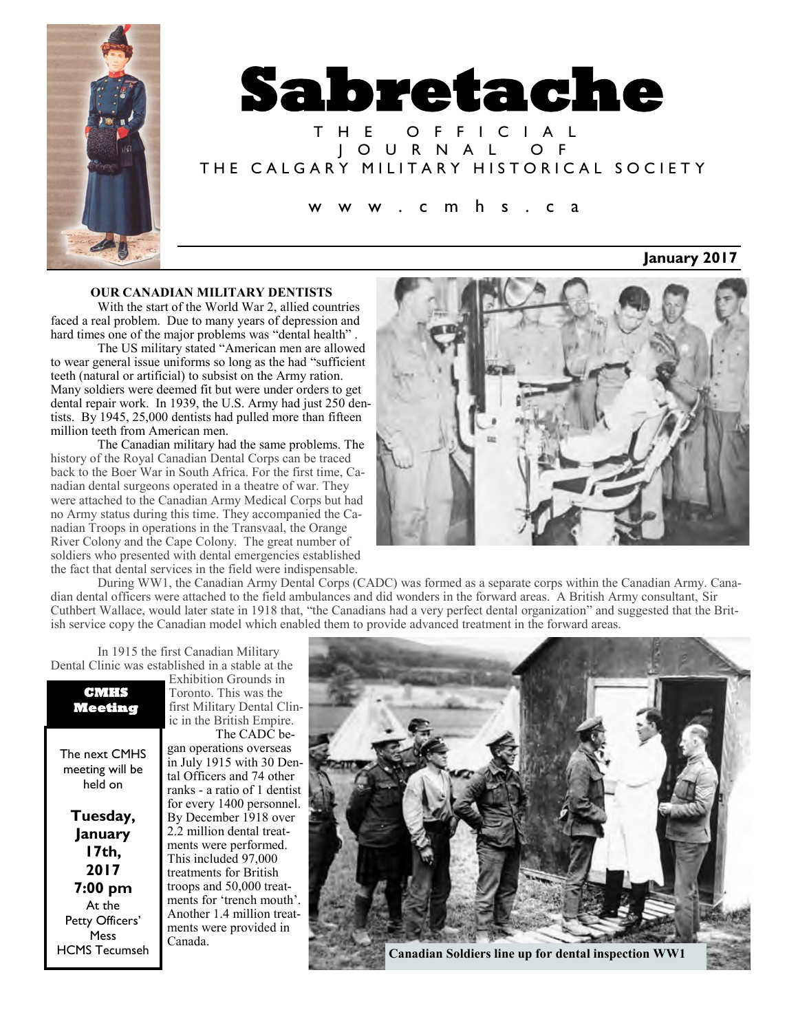# Sabretache

THE OFFICIAL JOURNAL OF THE CALGARY MILITARY HISTORICAL SOCIETY

www.cmhs.ca

**January 2017**

## OUR CANADIAN MILITARY DENTISTS

With the start of the World War 2, allied countries faced a real problem. Due to many years of depression and hard times one of the major problems was "dental health" .

The US military stated "American men are allowed to wear general issue uniforms so long as the had "sufficient teeth (natural or artificial) to subsist on the Army ration. Many soldiers were deemed fit but were under orders to get dental repair work. In 1939, the U.S. Army had just 250 dentists. By 1945, 25,000 dentists had pulled more than fifteen million teeth from American men.

The Canadian military had the same problems. The history of the Royal Canadian Dental Corps can be traced back to the Boer War in South Africa. For the first time, Canadian dental surgeons operated in a theatre of war. They were attached to the Canadian Army Medical Corps but had no Army status during this time. They accompanied the Canadian Troops in operations in the Transvaal, the Orange River Colony and the Cape Colony. The great number of soldiers who presented with dental emergencies established the fact that dental services in the field were indispensable.

During WW1, the Canadian Army Dental Corps (CADC) was formed as a separate corps within the Canadian Army. Canadian dental officers were attached to the field ambulances and did wonders in the forward areas. A British Army consultant, Sir Cuthbert Wallace, would later state in 1918 that, "the Canadians had a very perfect dental organization" and suggested that the British service copy the Canadian model which enabled them to provide advanced treatment in the forward areas.

In 1915 the first Canadian Military Dental Clinic was established in a stable at the Exhibition Grounds in Toronto. This was the first Military Dental Clinic in the British Empire.

The CADC began operations overseas in July 1915 with 30 Dental Officers and 74 other ranks - a ratio of 1 dentist for every 1400 personnel. By December 1918 over 2.2 million dental treatments were performed. This included 97,000 treatments for British troops and 50,000 treatments for 'trench mouth'. Another 1.4 million treatments were provided in Canada.

**CMHS Meeting**

The next CMHS meeting will be held on

**Tuesday, January 17th, 2017**
**7:00 pm**
At the Petty Officers' Mess
HCMS Tecumseh

**Canadian Soldiers line up for dental inspection WW1**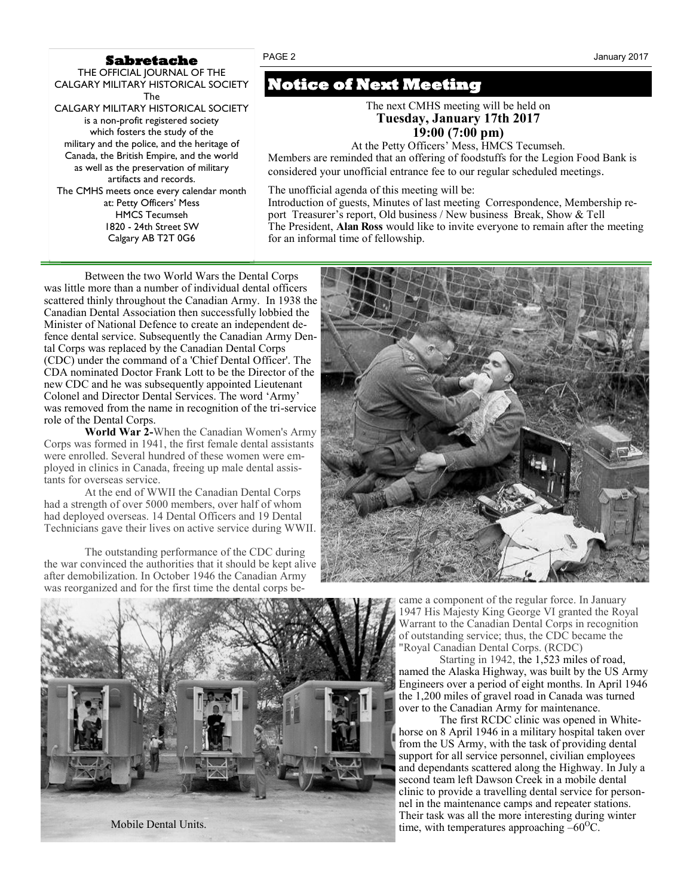## Sabretache

THE OFFICIAL JOURNAL OF THE CALGARY MILITARY HISTORICAL SOCIETY

The CALGARY MILITARY HISTORICAL SOCIETY is a non-profit registered society which fosters the study of the military and the police, and the heritage of Canada, the British Empire, and the world as well as the preservation of military artifacts and records.

The CMHS meets once every calendar month at: Petty Officers' Mess HMCS Tecumseh 1820 - 24th Street SW Calgary AB T2T 0G6

# Notice of Next Meeting

The next CMHS meeting will be held on

**Tuesday, January 17th 2017**
**19:00 (7:00 pm)**

At the Petty Officers' Mess, HMCS Tecumseh.

Members are reminded that an offering of foodstuffs for the Legion Food Bank is considered your unofficial entrance fee to our regular scheduled meetings.

The unofficial agenda of this meeting will be:
Introduction of guests, Minutes of last meeting Correspondence, Membership report Treasurer's report, Old business / New business Break, Show & Tell
The President, **Alan Ross** would like to invite everyone to remain after the meeting for an informal time of fellowship.

---

Between the two World Wars the Dental Corps was little more than a number of individual dental officers scattered thinly throughout the Canadian Army. In 1938 the Canadian Dental Association then successfully lobbied the Minister of National Defence to create an independent defence dental service. Subsequently the Canadian Army Dental Corps was replaced by the Canadian Dental Corps (CDC) under the command of a 'Chief Dental Officer'. The CDA nominated Doctor Frank Lott to be the Director of the new CDC and he was subsequently appointed Lieutenant Colonel and Director Dental Services. The word 'Army' was removed from the name in recognition of the tri-service role of the Dental Corps.

**World War 2-**When the Canadian Women's Army Corps was formed in 1941, the first female dental assistants were enrolled. Several hundred of these women were employed in clinics in Canada, freeing up male dental assistants for overseas service.

At the end of WWII the Canadian Dental Corps had a strength of over 5000 members, over half of whom had deployed overseas. 14 Dental Officers and 19 Dental Technicians gave their lives on active service during WWII.

The outstanding performance of the CDC during the war convinced the authorities that it should be kept alive after demobilization. In October 1946 the Canadian Army was reorganized and for the first time the dental corps became a component of the regular force. In January 1947 His Majesty King George VI granted the Royal Warrant to the Canadian Dental Corps in recognition of outstanding service; thus, the CDC became the "Royal Canadian Dental Corps. (RCDC)

Mobile Dental Units.

Starting in 1942, the 1,523 miles of road, named the Alaska Highway, was built by the US Army Engineers over a period of eight months. In April 1946 the 1,200 miles of gravel road in Canada was turned over to the Canadian Army for maintenance.

The first RCDC clinic was opened in Whitehorse on 8 April 1946 in a military hospital taken over from the US Army, with the task of providing dental support for all service personnel, civilian employees and dependants scattered along the Highway. In July a second team left Dawson Creek in a mobile dental clinic to provide a travelling dental service for personnel in the maintenance camps and repeater stations. Their task was all the more interesting during winter time, with temperatures approaching $-60^{O}C$.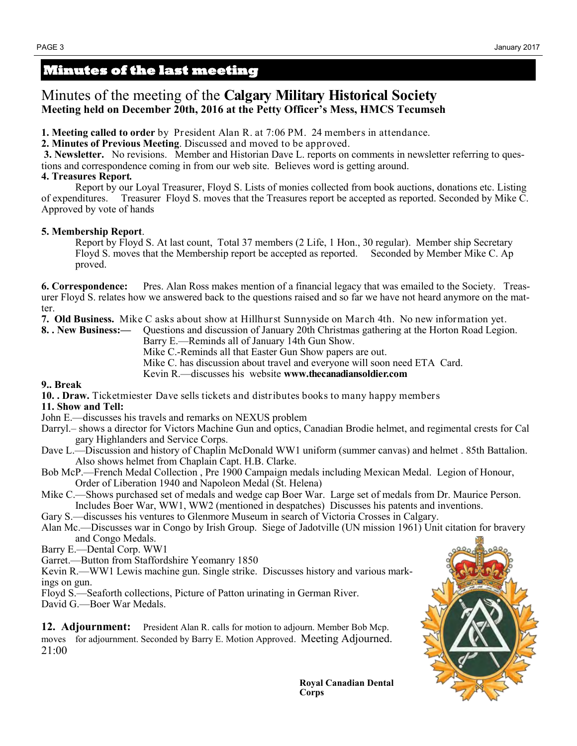## Minutes of the last meeting

# Minutes of the meeting of the **Calgary Military Historical Society**

**Meeting held on December 20th, 2016 at the Petty Officer's Mess, HMCS Tecumseh**

**1. Meeting called to order** by President Alan R. at 7:06 PM. 24 members in attendance.

**2. Minutes of Previous Meeting**. Discussed and moved to be approved.

**3. Newsletter.** No revisions. Member and Historian Dave L. reports on comments in newsletter referring to questions and correspondence coming in from our web site. Believes word is getting around.

**4. Treasures Report.**

Report by our Loyal Treasurer, Floyd S. Lists of monies collected from book auctions, donations etc. Listing of expenditures. Treasurer Floyd S. moves that the Treasures report be accepted as reported. Seconded by Mike C. Approved by vote of hands

**5. Membership Report**.

Report by Floyd S. At last count, Total 37 members (2 Life, 1 Hon., 30 regular). Member ship Secretary Floyd S. moves that the Membership report be accepted as reported. Seconded by Member Mike C. Ap proved.

**6. Correspondence:** Pres. Alan Ross makes mention of a financial legacy that was emailed to the Society. Treasurer Floyd S. relates how we answered back to the questions raised and so far we have not heard anymore on the matter.

**7. Old Business.** Mike C asks about show at Hillhurst Sunnyside on March 4th. No new information yet.

**8. . New Business:—** Questions and discussion of January 20th Christmas gathering at the Horton Road Legion.
Barry E.—Reminds all of January 14th Gun Show.
Mike C.-Reminds all that Easter Gun Show papers are out.
Mike C. has discussion about travel and everyone will soon need ETA Card.
Kevin R.—discusses his website **www.thecanadiansoldier.com**

**9.. Break**

**10. . Draw.** Ticketmiester Dave sells tickets and distributes books to many happy members

**11. Show and Tell:**

John E.—discusses his travels and remarks on NEXUS problem

Darryl.– shows a director for Victors Machine Gun and optics, Canadian Brodie helmet, and regimental crests for Calgary Highlanders and Service Corps.

Dave L.—Discussion and history of Chaplin McDonald WW1 uniform (summer canvas) and helmet . 85th Battalion. Also shows helmet from Chaplain Capt. H.B. Clarke.

Bob McP.—French Medal Collection , Pre 1900 Campaign medals including Mexican Medal. Legion of Honour, Order of Liberation 1940 and Napoleon Medal (St. Helena)

Mike C.—Shows purchased set of medals and wedge cap Boer War. Large set of medals from Dr. Maurice Person. Includes Boer War, WW1, WW2 (mentioned in despatches) Discusses his patents and inventions.

Gary S.—discusses his ventures to Glenmore Museum in search of Victoria Crosses in Calgary.

Alan Mc.—Discusses war in Congo by Irish Group. Siege of Jadotville (UN mission 1961) Unit citation for bravery and Congo Medals.

Barry E.—Dental Corp. WW1

Garret.—Button from Staffordshire Yeomanry 1850

Kevin R.—WW1 Lewis machine gun. Single strike. Discusses history and various markings on gun.

Floyd S.—Seaforth collections, Picture of Patton urinating in German River.

David G.—Boer War Medals.

**12. Adjournment:** President Alan R. calls for motion to adjourn. Member Bob Mcp. moves for adjournment. Seconded by Barry E. Motion Approved. Meeting Adjourned. 21:00

**Royal Canadian Dental Corps**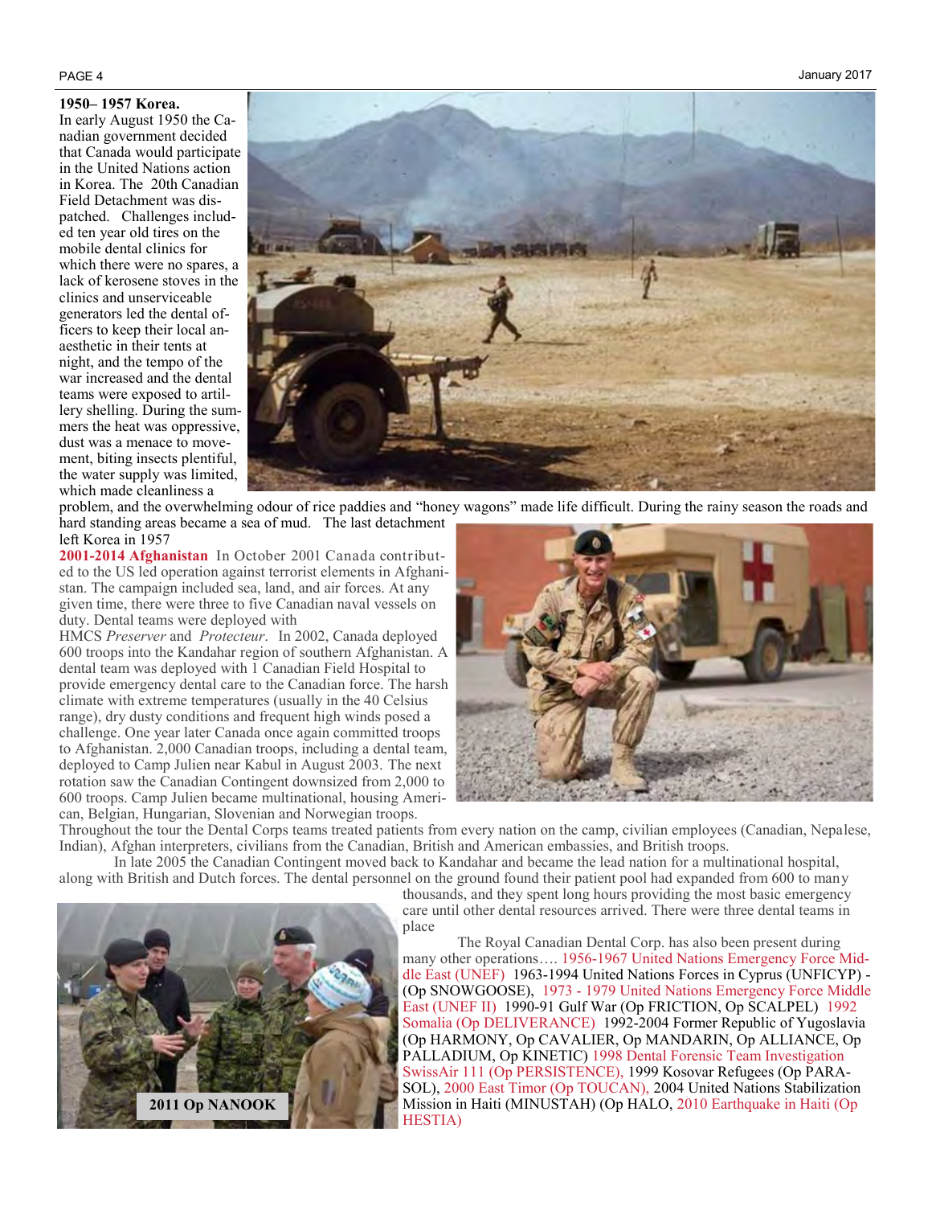**1950– 1957 Korea.**

In early August 1950 the Canadian government decided that Canada would participate in the United Nations action in Korea. The 20th Canadian Field Detachment was dispatched. Challenges included ten year old tires on the mobile dental clinics for which there were no spares, a lack of kerosene stoves in the clinics and unserviceable generators led the dental officers to keep their local anaesthetic in their tents at night, and the tempo of the war increased and the dental teams were exposed to artillery shelling. During the summers the heat was oppressive, dust was a menace to movement, biting insects plentiful, the water supply was limited, which made cleanliness a problem, and the overwhelming odour of rice paddies and "honey wagons" made life difficult. During the rainy season the roads and hard standing areas became a sea of mud. The last detachment left Korea in 1957

**2001-2014 Afghanistan** In October 2001 Canada contributed to the US led operation against terrorist elements in Afghanistan. The campaign included sea, land, and air forces. At any given time, there were three to five Canadian naval vessels on duty. Dental teams were deployed with HMCS *Preserver* and *Protecteur*. In 2002, Canada deployed 600 troops into the Kandahar region of southern Afghanistan. A dental team was deployed with 1 Canadian Field Hospital to provide emergency dental care to the Canadian force. The harsh climate with extreme temperatures (usually in the 40 Celsius range), dry dusty conditions and frequent high winds posed a challenge. One year later Canada once again committed troops to Afghanistan. 2,000 Canadian troops, including a dental team, deployed to Camp Julien near Kabul in August 2003. The next rotation saw the Canadian Contingent downsized from 2,000 to 600 troops. Camp Julien became multinational, housing American, Belgian, Hungarian, Slovenian and Norwegian troops. Throughout the tour the Dental Corps teams treated patients from every nation on the camp, civilian employees (Canadian, Nepalese, Indian), Afghan interpreters, civilians from the Canadian, British and American embassies, and British troops.

In late 2005 the Canadian Contingent moved back to Kandahar and became the lead nation for a multinational hospital, along with British and Dutch forces. The dental personnel on the ground found their patient pool had expanded from 600 to many thousands, and they spent long hours providing the most basic emergency care until other dental resources arrived. There were three dental teams in place

**2011 Op NANOOK**

The Royal Canadian Dental Corp. has also been present during many other operations…. 1956-1967 United Nations Emergency Force Middle East (UNEF) 1963-1994 United Nations Forces in Cyprus (UNFICYP) - (Op SNOWGOOSE), 1973 - 1979 United Nations Emergency Force Middle East (UNEF II) 1990-91 Gulf War (Op FRICTION, Op SCALPEL) 1992 Somalia (Op DELIVERANCE) 1992-2004 Former Republic of Yugoslavia (Op HARMONY, Op CAVALIER, Op MANDARIN, Op ALLIANCE, Op PALLADIUM, Op KINETIC) 1998 Dental Forensic Team Investigation SwissAir 111 (Op PERSISTENCE), 1999 Kosovar Refugees (Op PARASOL), 2000 East Timor (Op TOUCAN), 2004 United Nations Stabilization Mission in Haiti (MINUSTAH) (Op HALO, 2010 Earthquake in Haiti (Op HESTIA)